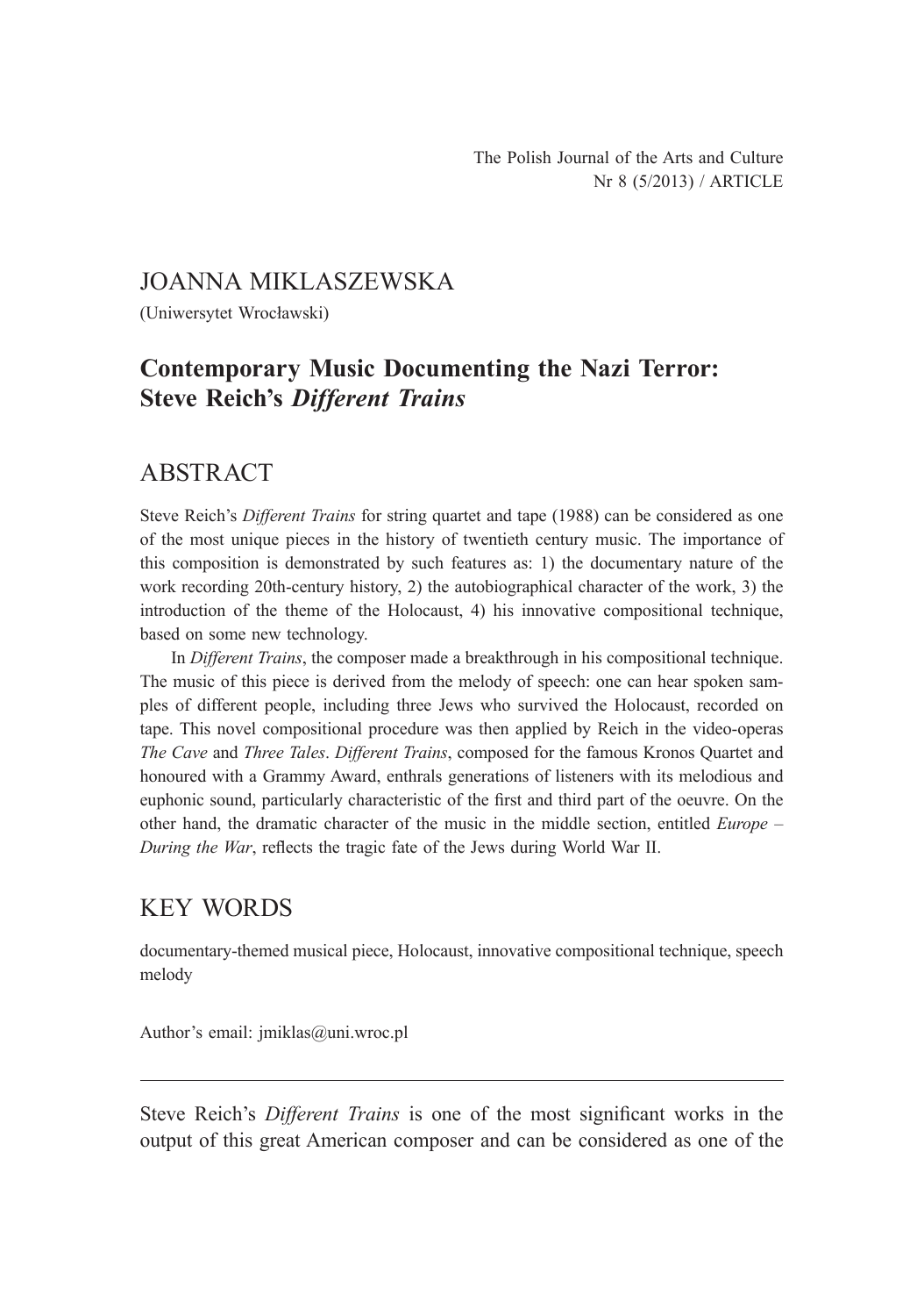The Polish Journal of the Arts and Culture
Nr 8 (5/2013) / ARTICLE

JOANNA MIKLASZEWSKA

(Uniwersytet Wrocławski)

# Contemporary Music Documenting the Nazi Terror: Steve Reich's *Different Trains*

## ABSTRACT

Steve Reich's *Different Trains* for string quartet and tape (1988) can be considered as one of the most unique pieces in the history of twentieth century music. The importance of this composition is demonstrated by such features as: 1) the documentary nature of the work recording 20th-century history, 2) the autobiographical character of the work, 3) the introduction of the theme of the Holocaust, 4) his innovative compositional technique, based on some new technology.

In *Different Trains*, the composer made a breakthrough in his compositional technique. The music of this piece is derived from the melody of speech: one can hear spoken samples of different people, including three Jews who survived the Holocaust, recorded on tape. This novel compositional procedure was then applied by Reich in the video-operas *The Cave* and *Three Tales*. *Different Trains*, composed for the famous Kronos Quartet and honoured with a Grammy Award, enthrals generations of listeners with its melodious and euphonic sound, particularly characteristic of the first and third part of the oeuvre. On the other hand, the dramatic character of the music in the middle section, entitled *Europe – During the War*, reflects the tragic fate of the Jews during World War II.

## KEY WORDS

documentary-themed musical piece, Holocaust, innovative compositional technique, speech melody

Author's email: jmiklas@uni.wroc.pl

---

Steve Reich's *Different Trains* is one of the most significant works in the output of this great American composer and can be considered as one of the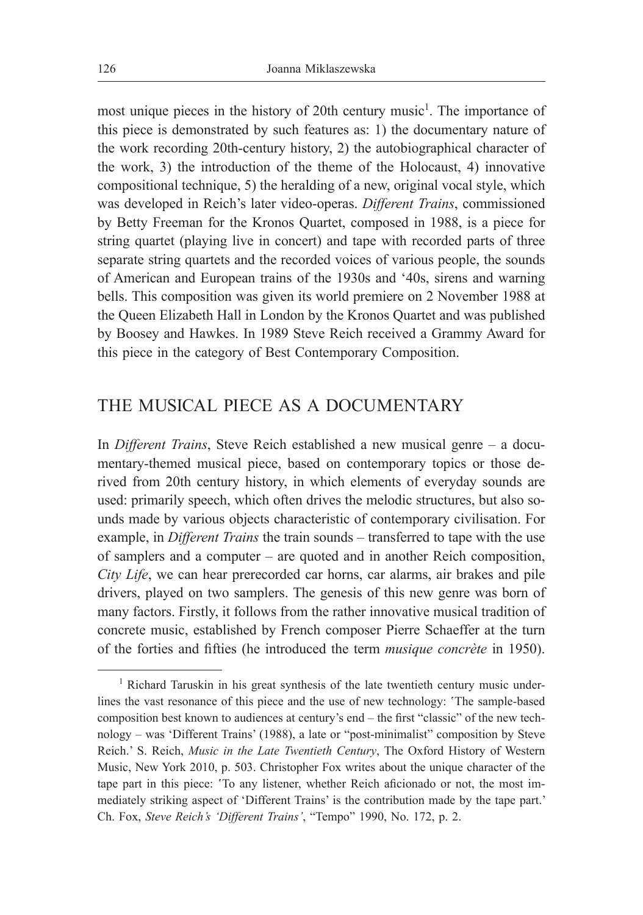most unique pieces in the history of 20th century music[1]. The importance of this piece is demonstrated by such features as: 1) the documentary nature of the work recording 20th-century history, 2) the autobiographical character of the work, 3) the introduction of the theme of the Holocaust, 4) innovative compositional technique, 5) the heralding of a new, original vocal style, which was developed in Reich's later video-operas. *Different Trains*, commissioned by Betty Freeman for the Kronos Quartet, composed in 1988, is a piece for string quartet (playing live in concert) and tape with recorded parts of three separate string quartets and the recorded voices of various people, the sounds of American and European trains of the 1930s and '40s, sirens and warning bells. This composition was given its world premiere on 2 November 1988 at the Queen Elizabeth Hall in London by the Kronos Quartet and was published by Boosey and Hawkes. In 1989 Steve Reich received a Grammy Award for this piece in the category of Best Contemporary Composition.

## THE MUSICAL PIECE AS A DOCUMENTARY

In *Different Trains*, Steve Reich established a new musical genre – a documentary-themed musical piece, based on contemporary topics or those derived from 20th century history, in which elements of everyday sounds are used: primarily speech, which often drives the melodic structures, but also sounds made by various objects characteristic of contemporary civilisation. For example, in *Different Trains* the train sounds – transferred to tape with the use of samplers and a computer – are quoted and in another Reich composition, *City Life*, we can hear prerecorded car horns, car alarms, air brakes and pile drivers, played on two samplers. The genesis of this new genre was born of many factors. Firstly, it follows from the rather innovative musical tradition of concrete music, established by French composer Pierre Schaeffer at the turn of the forties and fifties (he introduced the term *musique concrète* in 1950).

---

[1] Richard Taruskin in his great synthesis of the late twentieth century music underlines the vast resonance of this piece and the use of new technology: 'The sample-based composition best known to audiences at century's end – the first "classic" of the new technology – was 'Different Trains' (1988), a late or "post-minimalist" composition by Steve Reich.' S. Reich, *Music in the Late Twentieth Century*, The Oxford History of Western Music, New York 2010, p. 503. Christopher Fox writes about the unique character of the tape part in this piece: 'To any listener, whether Reich aficionado or not, the most immediately striking aspect of 'Different Trains' is the contribution made by the tape part.' Ch. Fox, *Steve Reich's 'Different Trains'*, "Tempo" 1990, No. 172, p. 2.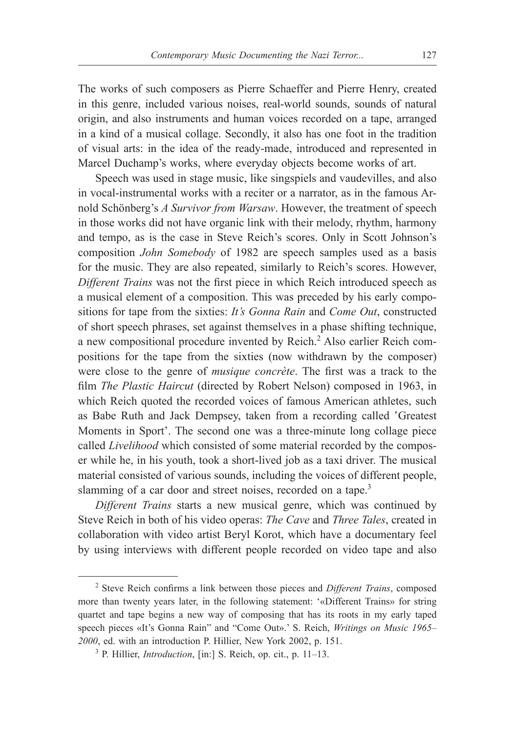The works of such composers as Pierre Schaeffer and Pierre Henry, created in this genre, included various noises, real-world sounds, sounds of natural origin, and also instruments and human voices recorded on a tape, arranged in a kind of a musical collage. Secondly, it also has one foot in the tradition of visual arts: in the idea of the ready-made, introduced and represented in Marcel Duchamp's works, where everyday objects become works of art.

Speech was used in stage music, like singspiels and vaudevilles, and also in vocal-instrumental works with a reciter or a narrator, as in the famous Arnold Schönberg's *A Survivor from Warsaw*. However, the treatment of speech in those works did not have organic link with their melody, rhythm, harmony and tempo, as is the case in Steve Reich's scores. Only in Scott Johnson's composition *John Somebody* of 1982 are speech samples used as a basis for the music. They are also repeated, similarly to Reich's scores. However, *Different Trains* was not the first piece in which Reich introduced speech as a musical element of a composition. This was preceded by his early compositions for tape from the sixties: *It's Gonna Rain* and *Come Out*, constructed of short speech phrases, set against themselves in a phase shifting technique, a new compositional procedure invented by Reich.[2] Also earlier Reich compositions for the tape from the sixties (now withdrawn by the composer) were close to the genre of *musique concrète*. The first was a track to the film *The Plastic Haircut* (directed by Robert Nelson) composed in 1963, in which Reich quoted the recorded voices of famous American athletes, such as Babe Ruth and Jack Dempsey, taken from a recording called 'Greatest Moments in Sport'. The second one was a three-minute long collage piece called *Livelihood* which consisted of some material recorded by the composer while he, in his youth, took a short-lived job as a taxi driver. The musical material consisted of various sounds, including the voices of different people, slamming of a car door and street noises, recorded on a tape.[3]

*Different Trains* starts a new musical genre, which was continued by Steve Reich in both of his video operas: *The Cave* and *Three Tales*, created in collaboration with video artist Beryl Korot, which have a documentary feel by using interviews with different people recorded on video tape and also

---

[2] Steve Reich confirms a link between those pieces and *Different Trains*, composed more than twenty years later, in the following statement: '«Different Trains» for string quartet and tape begins a new way of composing that has its roots in my early taped speech pieces «It's Gonna Rain" and "Come Out».' S. Reich, *Writings on Music 1965–2000*, ed. with an introduction P. Hillier, New York 2002, p. 151.

[3] P. Hillier, *Introduction*, [in:] S. Reich, op. cit., p. 11–13.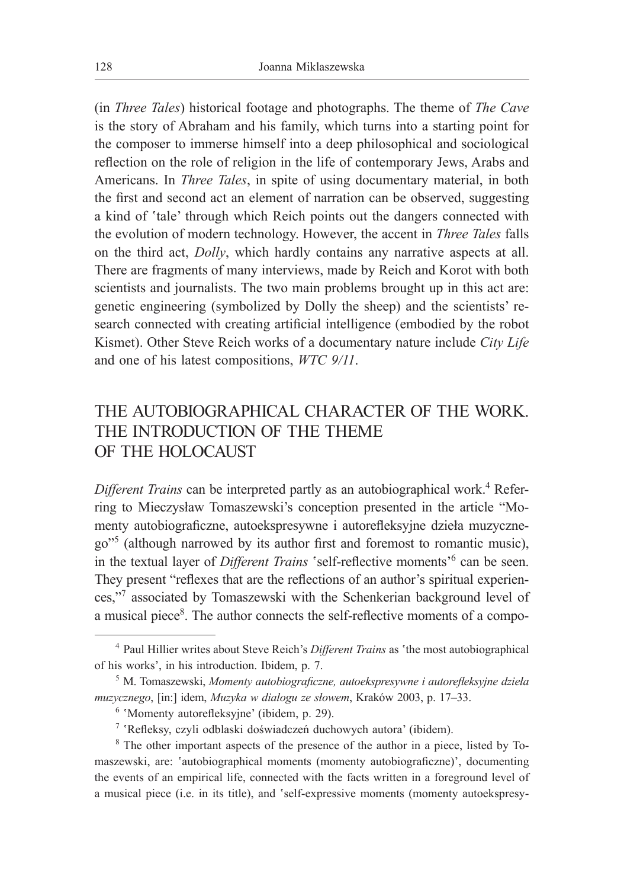(in *Three Tales*) historical footage and photographs. The theme of *The Cave* is the story of Abraham and his family, which turns into a starting point for the composer to immerse himself into a deep philosophical and sociological reflection on the role of religion in the life of contemporary Jews, Arabs and Americans. In *Three Tales*, in spite of using documentary material, in both the first and second act an element of narration can be observed, suggesting a kind of 'tale' through which Reich points out the dangers connected with the evolution of modern technology. However, the accent in *Three Tales* falls on the third act, *Dolly*, which hardly contains any narrative aspects at all. There are fragments of many interviews, made by Reich and Korot with both scientists and journalists. The two main problems brought up in this act are: genetic engineering (symbolized by Dolly the sheep) and the scientists' research connected with creating artificial intelligence (embodied by the robot Kismet). Other Steve Reich works of a documentary nature include *City Life* and one of his latest compositions, *WTC 9/11*.

## THE AUTOBIOGRAPHICAL CHARACTER OF THE WORK. THE INTRODUCTION OF THE THEME OF THE HOLOCAUST

*Different Trains* can be interpreted partly as an autobiographical work.[4] Referring to Mieczysław Tomaszewski's conception presented in the article "Momenty autobiograficzne, autoekspresywne i autorefleksyjne dzieła muzycznego"[5] (although narrowed by its author first and foremost to romantic music), in the textual layer of *Different Trains* 'self-reflective moments'[6] can be seen. They present "reflexes that are the reflections of an author's spiritual experiences,"[7] associated by Tomaszewski with the Schenkerian background level of a musical piece[8]. The author connects the self-reflective moments of a compo-

---

[4] Paul Hillier writes about Steve Reich's *Different Trains* as 'the most autobiographical of his works', in his introduction. Ibidem, p. 7.

[5] M. Tomaszewski, *Momenty autobiograficzne, autoekspresywne i autorefleksyjne dzieła muzycznego*, [in:] idem, *Muzyka w dialogu ze słowem*, Kraków 2003, p. 17–33.

[6] 'Momenty autorefleksyjne' (ibidem, p. 29).

[7] 'Refleksy, czyli odblaski doświadczeń duchowych autora' (ibidem).

[8] The other important aspects of the presence of the author in a piece, listed by Tomaszewski, are: 'autobiographical moments (momenty autobiograficzne)', documenting the events of an empirical life, connected with the facts written in a foreground level of a musical piece (i.e. in its title), and 'self-expressive moments (momenty autoekspresy-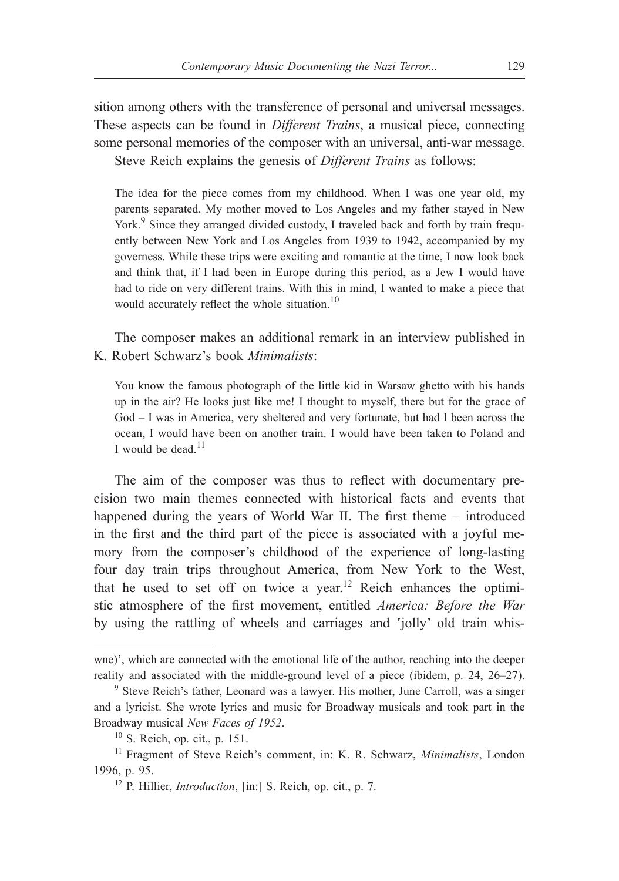sition among others with the transference of personal and universal messages. These aspects can be found in *Different Trains*, a musical piece, connecting some personal memories of the composer with an universal, anti-war message.

Steve Reich explains the genesis of *Different Trains* as follows:

> The idea for the piece comes from my childhood. When I was one year old, my parents separated. My mother moved to Los Angeles and my father stayed in New York.[9] Since they arranged divided custody, I traveled back and forth by train frequently between New York and Los Angeles from 1939 to 1942, accompanied by my governess. While these trips were exciting and romantic at the time, I now look back and think that, if I had been in Europe during this period, as a Jew I would have had to ride on very different trains. With this in mind, I wanted to make a piece that would accurately reflect the whole situation.[10]

The composer makes an additional remark in an interview published in K. Robert Schwarz's book *Minimalists*:

> You know the famous photograph of the little kid in Warsaw ghetto with his hands up in the air? He looks just like me! I thought to myself, there but for the grace of God – I was in America, very sheltered and very fortunate, but had I been across the ocean, I would have been on another train. I would have been taken to Poland and I would be dead.[11]

The aim of the composer was thus to reflect with documentary precision two main themes connected with historical facts and events that happened during the years of World War II. The first theme – introduced in the first and the third part of the piece is associated with a joyful memory from the composer's childhood of the experience of long-lasting four day train trips throughout America, from New York to the West, that he used to set off on twice a year.[12] Reich enhances the optimistic atmosphere of the first movement, entitled *America: Before the War* by using the rattling of wheels and carriages and 'jolly' old train whis-

---

wne)', which are connected with the emotional life of the author, reaching into the deeper reality and associated with the middle-ground level of a piece (ibidem, p. 24, 26–27).

[9] Steve Reich's father, Leonard was a lawyer. His mother, June Carroll, was a singer and a lyricist. She wrote lyrics and music for Broadway musicals and took part in the Broadway musical *New Faces of 1952*.

[10] S. Reich, op. cit., p. 151.

[11] Fragment of Steve Reich's comment, in: K. R. Schwarz, *Minimalists*, London 1996, p. 95.

[12] P. Hillier, *Introduction*, [in:] S. Reich, op. cit., p. 7.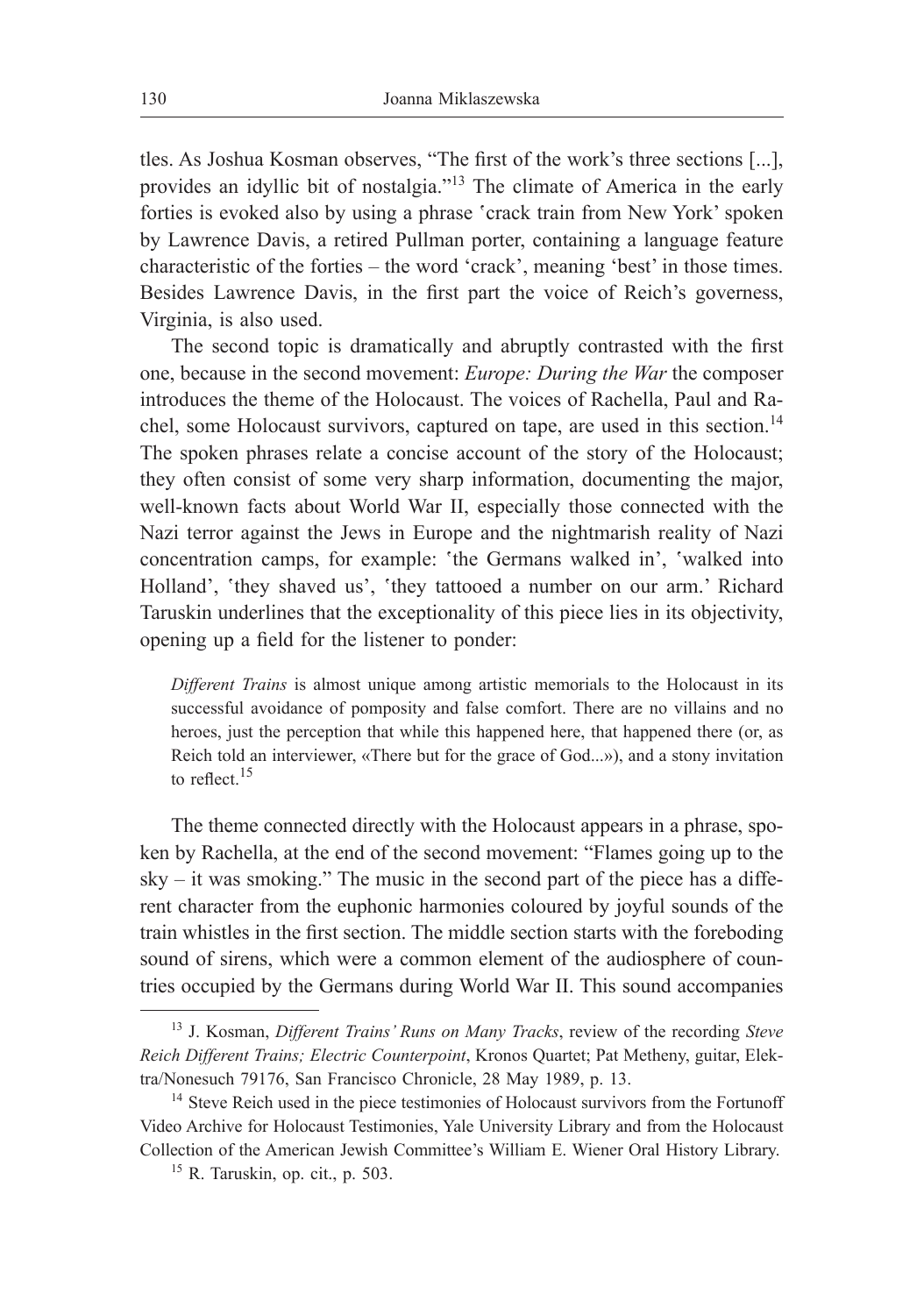tles. As Joshua Kosman observes, "The first of the work's three sections [...], provides an idyllic bit of nostalgia."[13] The climate of America in the early forties is evoked also by using a phrase ʽcrack train from New York' spoken by Lawrence Davis, a retired Pullman porter, containing a language feature characteristic of the forties – the word 'crack', meaning 'best' in those times. Besides Lawrence Davis, in the first part the voice of Reich's governess, Virginia, is also used.

The second topic is dramatically and abruptly contrasted with the first one, because in the second movement: *Europe: During the War* the composer introduces the theme of the Holocaust. The voices of Rachella, Paul and Rachel, some Holocaust survivors, captured on tape, are used in this section.[14] The spoken phrases relate a concise account of the story of the Holocaust; they often consist of some very sharp information, documenting the major, well-known facts about World War II, especially those connected with the Nazi terror against the Jews in Europe and the nightmarish reality of Nazi concentration camps, for example: ʽthe Germans walked in', ʽwalked into Holland', ʽthey shaved us', ʽthey tattooed a number on our arm.' Richard Taruskin underlines that the exceptionality of this piece lies in its objectivity, opening up a field for the listener to ponder:

> *Different Trains* is almost unique among artistic memorials to the Holocaust in its successful avoidance of pomposity and false comfort. There are no villains and no heroes, just the perception that while this happened here, that happened there (or, as Reich told an interviewer, «There but for the grace of God...»), and a stony invitation to reflect.[15]

The theme connected directly with the Holocaust appears in a phrase, spoken by Rachella, at the end of the second movement: "Flames going up to the sky – it was smoking." The music in the second part of the piece has a different character from the euphonic harmonies coloured by joyful sounds of the train whistles in the first section. The middle section starts with the foreboding sound of sirens, which were a common element of the audiosphere of countries occupied by the Germans during World War II. This sound accompanies

---

[13] J. Kosman, *Different Trains' Runs on Many Tracks*, review of the recording *Steve Reich Different Trains; Electric Counterpoint*, Kronos Quartet; Pat Metheny, guitar, Elektra/Nonesuch 79176, San Francisco Chronicle, 28 May 1989, p. 13.

[14] Steve Reich used in the piece testimonies of Holocaust survivors from the Fortunoff Video Archive for Holocaust Testimonies, Yale University Library and from the Holocaust Collection of the American Jewish Committee's William E. Wiener Oral History Library.

[15] R. Taruskin, op. cit., p. 503.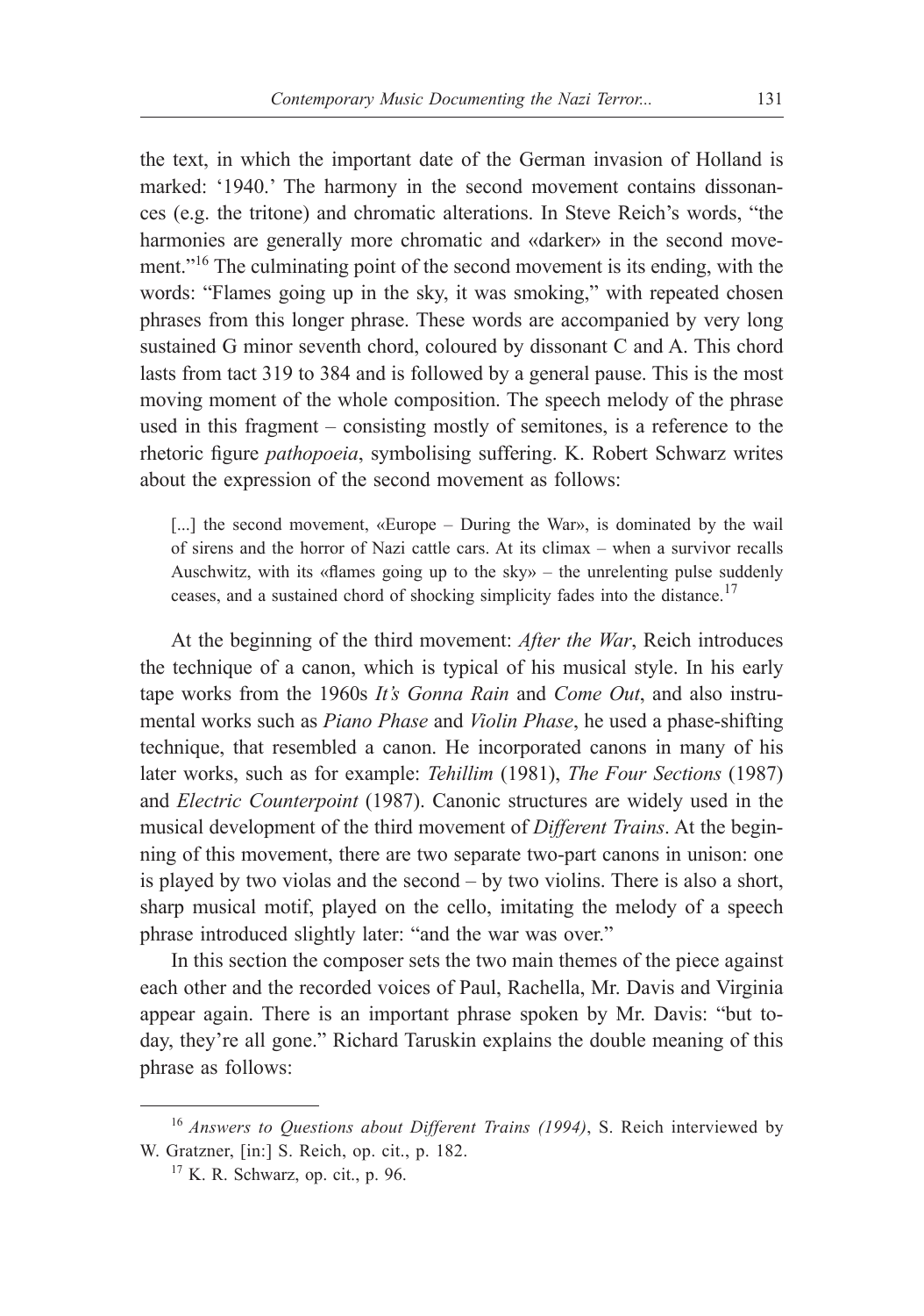the text, in which the important date of the German invasion of Holland is marked: '1940.' The harmony in the second movement contains dissonances (e.g. the tritone) and chromatic alterations. In Steve Reich's words, "the harmonies are generally more chromatic and «darker» in the second movement."[16] The culminating point of the second movement is its ending, with the words: "Flames going up in the sky, it was smoking," with repeated chosen phrases from this longer phrase. These words are accompanied by very long sustained G minor seventh chord, coloured by dissonant C and A. This chord lasts from tact 319 to 384 and is followed by a general pause. This is the most moving moment of the whole composition. The speech melody of the phrase used in this fragment – consisting mostly of semitones, is a reference to the rhetoric figure *pathopoeia*, symbolising suffering. K. Robert Schwarz writes about the expression of the second movement as follows:

> [...] the second movement, «Europe – During the War», is dominated by the wail of sirens and the horror of Nazi cattle cars. At its climax – when a survivor recalls Auschwitz, with its «flames going up to the sky» – the unrelenting pulse suddenly ceases, and a sustained chord of shocking simplicity fades into the distance.[17]

At the beginning of the third movement: *After the War*, Reich introduces the technique of a canon, which is typical of his musical style. In his early tape works from the 1960s *It's Gonna Rain* and *Come Out*, and also instrumental works such as *Piano Phase* and *Violin Phase*, he used a phase-shifting technique, that resembled a canon. He incorporated canons in many of his later works, such as for example: *Tehillim* (1981), *The Four Sections* (1987) and *Electric Counterpoint* (1987). Canonic structures are widely used in the musical development of the third movement of *Different Trains*. At the beginning of this movement, there are two separate two-part canons in unison: one is played by two violas and the second – by two violins. There is also a short, sharp musical motif, played on the cello, imitating the melody of a speech phrase introduced slightly later: "and the war was over."

In this section the composer sets the two main themes of the piece against each other and the recorded voices of Paul, Rachella, Mr. Davis and Virginia appear again. There is an important phrase spoken by Mr. Davis: "but today, they're all gone." Richard Taruskin explains the double meaning of this phrase as follows:

---

[16] *Answers to Questions about Different Trains (1994)*, S. Reich interviewed by W. Gratzner, [in:] S. Reich, op. cit., p. 182.

[17] K. R. Schwarz, op. cit., p. 96.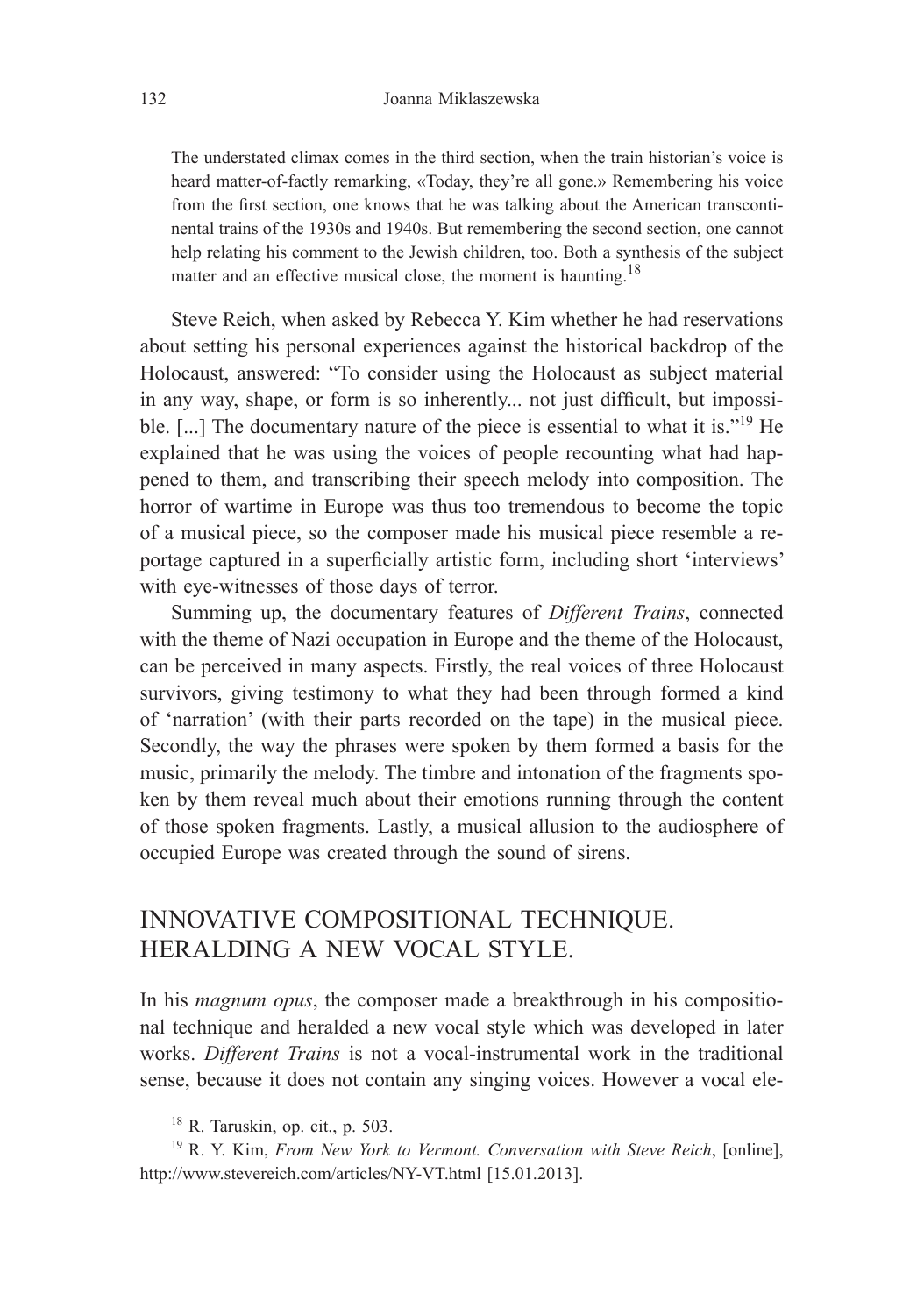> The understated climax comes in the third section, when the train historian's voice is heard matter-of-factly remarking, «Today, they're all gone.» Remembering his voice from the first section, one knows that he was talking about the American transcontinental trains of the 1930s and 1940s. But remembering the second section, one cannot help relating his comment to the Jewish children, too. Both a synthesis of the subject matter and an effective musical close, the moment is haunting.[18]

Steve Reich, when asked by Rebecca Y. Kim whether he had reservations about setting his personal experiences against the historical backdrop of the Holocaust, answered: "To consider using the Holocaust as subject material in any way, shape, or form is so inherently... not just difficult, but impossible. [...] The documentary nature of the piece is essential to what it is."[19] He explained that he was using the voices of people recounting what had happened to them, and transcribing their speech melody into composition. The horror of wartime in Europe was thus too tremendous to become the topic of a musical piece, so the composer made his musical piece resemble a reportage captured in a superficially artistic form, including short 'interviews' with eye-witnesses of those days of terror.

Summing up, the documentary features of *Different Trains*, connected with the theme of Nazi occupation in Europe and the theme of the Holocaust, can be perceived in many aspects. Firstly, the real voices of three Holocaust survivors, giving testimony to what they had been through formed a kind of 'narration' (with their parts recorded on the tape) in the musical piece. Secondly, the way the phrases were spoken by them formed a basis for the music, primarily the melody. The timbre and intonation of the fragments spoken by them reveal much about their emotions running through the content of those spoken fragments. Lastly, a musical allusion to the audiosphere of occupied Europe was created through the sound of sirens.

## INNOVATIVE COMPOSITIONAL TECHNIQUE. HERALDING A NEW VOCAL STYLE.

In his *magnum opus*, the composer made a breakthrough in his compositional technique and heralded a new vocal style which was developed in later works. *Different Trains* is not a vocal-instrumental work in the traditional sense, because it does not contain any singing voices. However a vocal ele-

---

[18] R. Taruskin, op. cit., p. 503.

[19] R. Y. Kim, *From New York to Vermont. Conversation with Steve Reich*, [online], http://www.stevereich.com/articles/NY-VT.html [15.01.2013].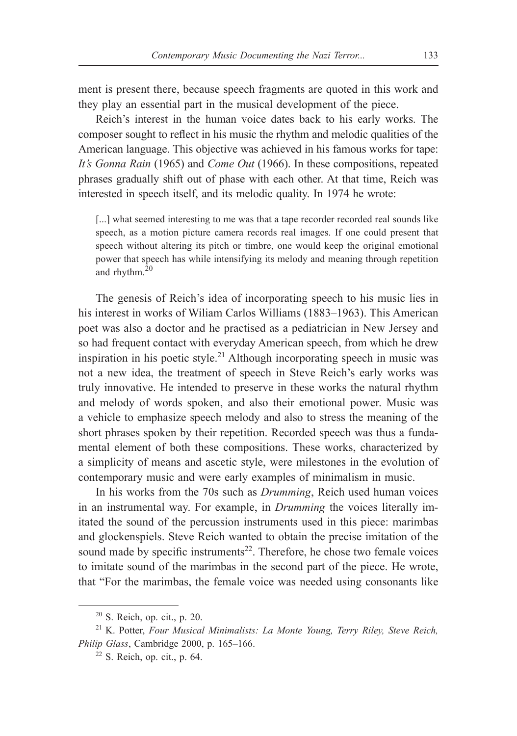ment is present there, because speech fragments are quoted in this work and they play an essential part in the musical development of the piece.

Reich's interest in the human voice dates back to his early works. The composer sought to reflect in his music the rhythm and melodic qualities of the American language. This objective was achieved in his famous works for tape: *It's Gonna Rain* (1965) and *Come Out* (1966). In these compositions, repeated phrases gradually shift out of phase with each other. At that time, Reich was interested in speech itself, and its melodic quality. In 1974 he wrote:

> [...] what seemed interesting to me was that a tape recorder recorded real sounds like speech, as a motion picture camera records real images. If one could present that speech without altering its pitch or timbre, one would keep the original emotional power that speech has while intensifying its melody and meaning through repetition and rhythm.[20]

The genesis of Reich's idea of incorporating speech to his music lies in his interest in works of Wiliam Carlos Williams (1883–1963). This American poet was also a doctor and he practised as a pediatrician in New Jersey and so had frequent contact with everyday American speech, from which he drew inspiration in his poetic style.[21] Although incorporating speech in music was not a new idea, the treatment of speech in Steve Reich's early works was truly innovative. He intended to preserve in these works the natural rhythm and melody of words spoken, and also their emotional power. Music was a vehicle to emphasize speech melody and also to stress the meaning of the short phrases spoken by their repetition. Recorded speech was thus a fundamental element of both these compositions. These works, characterized by a simplicity of means and ascetic style, were milestones in the evolution of contemporary music and were early examples of minimalism in music.

In his works from the 70s such as *Drumming*, Reich used human voices in an instrumental way. For example, in *Drumming* the voices literally imitated the sound of the percussion instruments used in this piece: marimbas and glockenspiels. Steve Reich wanted to obtain the precise imitation of the sound made by specific instruments[22]. Therefore, he chose two female voices to imitate sound of the marimbas in the second part of the piece. He wrote, that "For the marimbas, the female voice was needed using consonants like

---

[20] S. Reich, op. cit., p. 20.

[21] K. Potter, *Four Musical Minimalists: La Monte Young, Terry Riley, Steve Reich, Philip Glass*, Cambridge 2000, p. 165–166.

[22] S. Reich, op. cit., p. 64.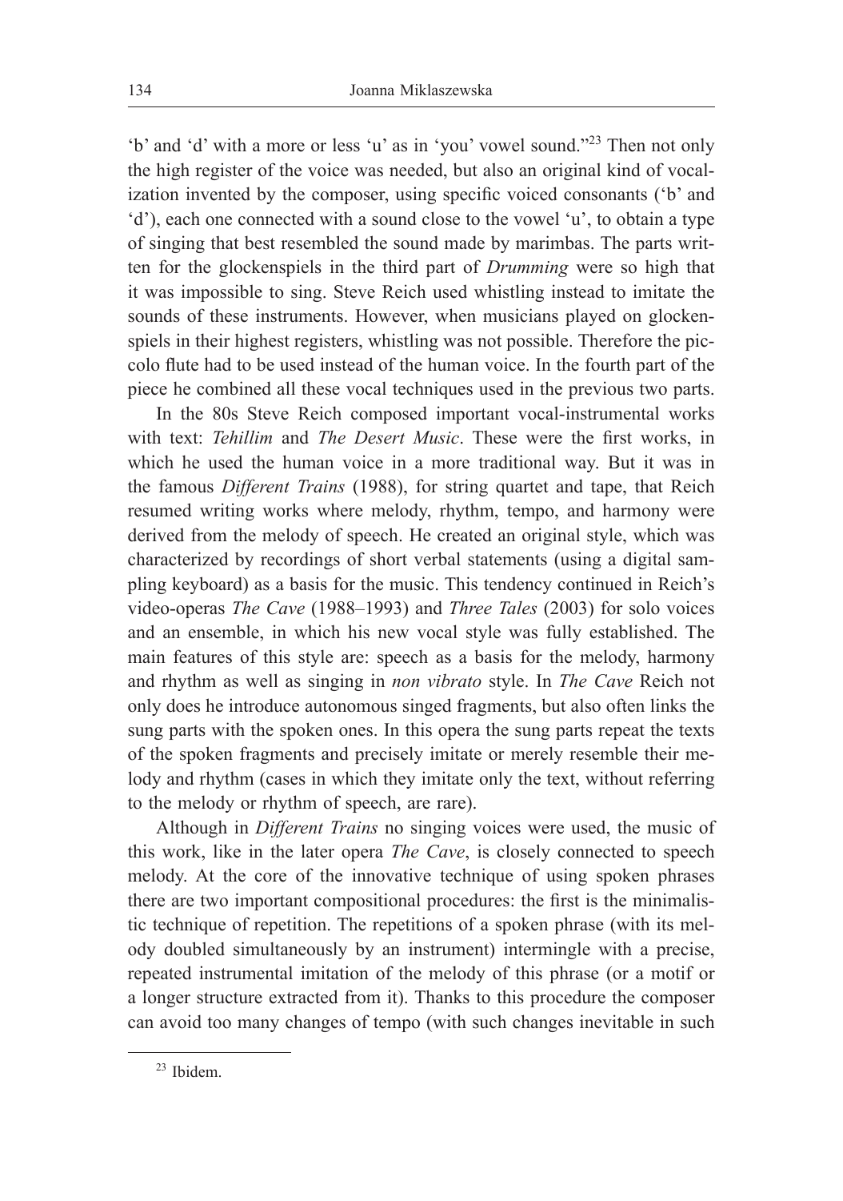'b' and 'd' with a more or less 'u' as in 'you' vowel sound."[23] Then not only the high register of the voice was needed, but also an original kind of vocalization invented by the composer, using specific voiced consonants ('b' and 'd'), each one connected with a sound close to the vowel 'u', to obtain a type of singing that best resembled the sound made by marimbas. The parts written for the glockenspiels in the third part of *Drumming* were so high that it was impossible to sing. Steve Reich used whistling instead to imitate the sounds of these instruments. However, when musicians played on glockenspiels in their highest registers, whistling was not possible. Therefore the piccolo flute had to be used instead of the human voice. In the fourth part of the piece he combined all these vocal techniques used in the previous two parts.

In the 80s Steve Reich composed important vocal-instrumental works with text: *Tehillim* and *The Desert Music*. These were the first works, in which he used the human voice in a more traditional way. But it was in the famous *Different Trains* (1988), for string quartet and tape, that Reich resumed writing works where melody, rhythm, tempo, and harmony were derived from the melody of speech. He created an original style, which was characterized by recordings of short verbal statements (using a digital sampling keyboard) as a basis for the music. This tendency continued in Reich's video-operas *The Cave* (1988–1993) and *Three Tales* (2003) for solo voices and an ensemble, in which his new vocal style was fully established. The main features of this style are: speech as a basis for the melody, harmony and rhythm as well as singing in *non vibrato* style. In *The Cave* Reich not only does he introduce autonomous singed fragments, but also often links the sung parts with the spoken ones. In this opera the sung parts repeat the texts of the spoken fragments and precisely imitate or merely resemble their melody and rhythm (cases in which they imitate only the text, without referring to the melody or rhythm of speech, are rare).

Although in *Different Trains* no singing voices were used, the music of this work, like in the later opera *The Cave*, is closely connected to speech melody. At the core of the innovative technique of using spoken phrases there are two important compositional procedures: the first is the minimalistic technique of repetition. The repetitions of a spoken phrase (with its melody doubled simultaneously by an instrument) intermingle with a precise, repeated instrumental imitation of the melody of this phrase (or a motif or a longer structure extracted from it). Thanks to this procedure the composer can avoid too many changes of tempo (with such changes inevitable in such

---

[23] Ibidem.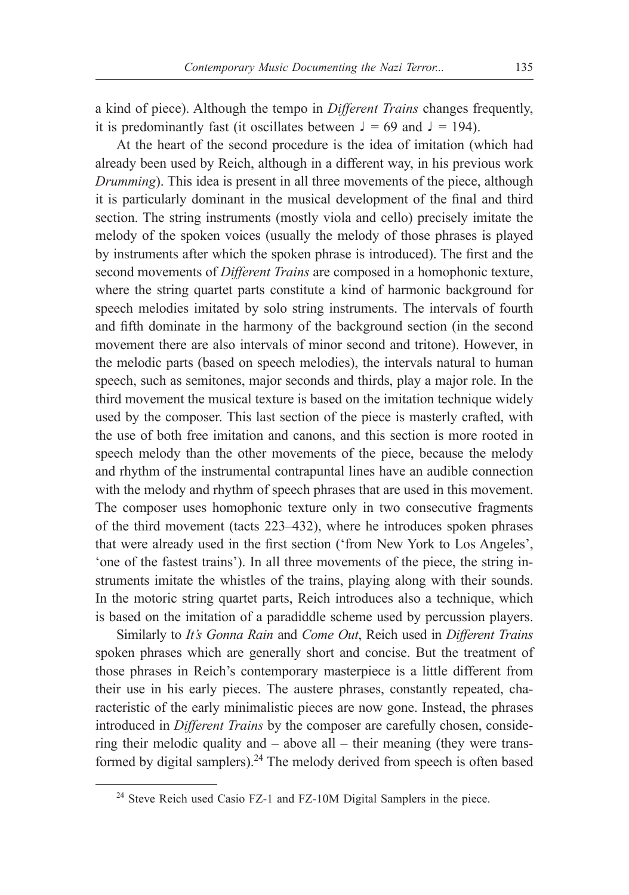a kind of piece). Although the tempo in *Different Trains* changes frequently, it is predominantly fast (it oscillates between ♩ = 69 and ♩ = 194).

At the heart of the second procedure is the idea of imitation (which had already been used by Reich, although in a different way, in his previous work *Drumming*). This idea is present in all three movements of the piece, although it is particularly dominant in the musical development of the final and third section. The string instruments (mostly viola and cello) precisely imitate the melody of the spoken voices (usually the melody of those phrases is played by instruments after which the spoken phrase is introduced). The first and the second movements of *Different Trains* are composed in a homophonic texture, where the string quartet parts constitute a kind of harmonic background for speech melodies imitated by solo string instruments. The intervals of fourth and fifth dominate in the harmony of the background section (in the second movement there are also intervals of minor second and tritone). However, in the melodic parts (based on speech melodies), the intervals natural to human speech, such as semitones, major seconds and thirds, play a major role. In the third movement the musical texture is based on the imitation technique widely used by the composer. This last section of the piece is masterly crafted, with the use of both free imitation and canons, and this section is more rooted in speech melody than the other movements of the piece, because the melody and rhythm of the instrumental contrapuntal lines have an audible connection with the melody and rhythm of speech phrases that are used in this movement. The composer uses homophonic texture only in two consecutive fragments of the third movement (tacts 223–432), where he introduces spoken phrases that were already used in the first section ('from New York to Los Angeles', 'one of the fastest trains'). In all three movements of the piece, the string instruments imitate the whistles of the trains, playing along with their sounds. In the motoric string quartet parts, Reich introduces also a technique, which is based on the imitation of a paradiddle scheme used by percussion players.

Similarly to *It's Gonna Rain* and *Come Out*, Reich used in *Different Trains* spoken phrases which are generally short and concise. But the treatment of those phrases in Reich's contemporary masterpiece is a little different from their use in his early pieces. The austere phrases, constantly repeated, characteristic of the early minimalistic pieces are now gone. Instead, the phrases introduced in *Different Trains* by the composer are carefully chosen, considering their melodic quality and – above all – their meaning (they were transformed by digital samplers).[24] The melody derived from speech is often based

[24] Steve Reich used Casio FZ-1 and FZ-10M Digital Samplers in the piece.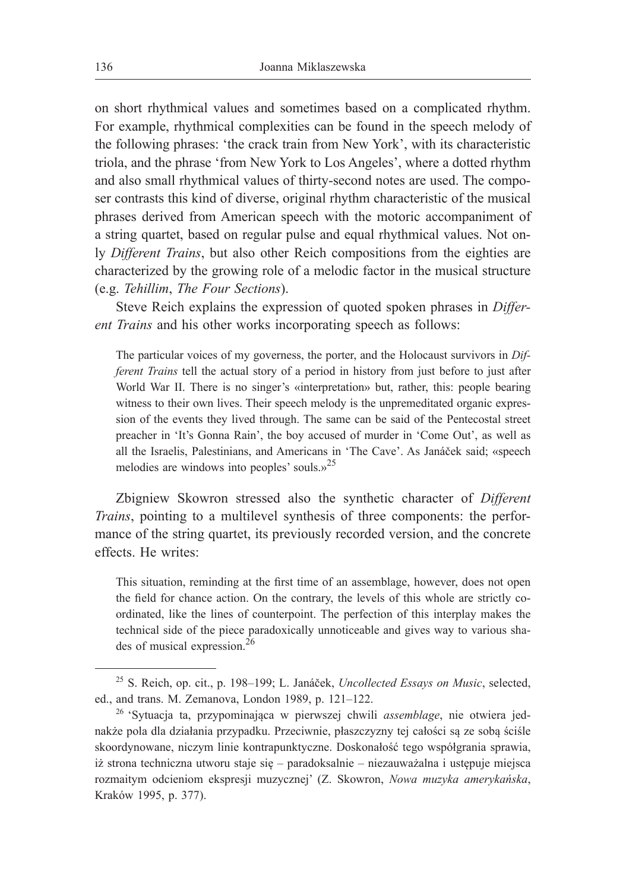on short rhythmical values and sometimes based on a complicated rhythm. For example, rhythmical complexities can be found in the speech melody of the following phrases: 'the crack train from New York', with its characteristic triola, and the phrase 'from New York to Los Angeles', where a dotted rhythm and also small rhythmical values of thirty-second notes are used. The composer contrasts this kind of diverse, original rhythm characteristic of the musical phrases derived from American speech with the motoric accompaniment of a string quartet, based on regular pulse and equal rhythmical values. Not only *Different Trains*, but also other Reich compositions from the eighties are characterized by the growing role of a melodic factor in the musical structure (e.g. *Tehillim*, *The Four Sections*).

Steve Reich explains the expression of quoted spoken phrases in *Different Trains* and his other works incorporating speech as follows:

> The particular voices of my governess, the porter, and the Holocaust survivors in *Different Trains* tell the actual story of a period in history from just before to just after World War II. There is no singer's «interpretation» but, rather, this: people bearing witness to their own lives. Their speech melody is the unpremeditated organic expression of the events they lived through. The same can be said of the Pentecostal street preacher in 'It's Gonna Rain', the boy accused of murder in 'Come Out', as well as all the Israelis, Palestinians, and Americans in 'The Cave'. As Janáček said; «speech melodies are windows into peoples' souls.»[25]

Zbigniew Skowron stressed also the synthetic character of *Different Trains*, pointing to a multilevel synthesis of three components: the performance of the string quartet, its previously recorded version, and the concrete effects. He writes:

> This situation, reminding at the first time of an assemblage, however, does not open the field for chance action. On the contrary, the levels of this whole are strictly co-ordinated, like the lines of counterpoint. The perfection of this interplay makes the technical side of the piece paradoxically unnoticeable and gives way to various shades of musical expression.[26]

---

[25] S. Reich, op. cit., p. 198–199; L. Janáček, *Uncollected Essays on Music*, selected, ed., and trans. M. Zemanova, London 1989, p. 121–122.

[26] 'Sytuacja ta, przypominająca w pierwszej chwili *assemblage*, nie otwiera jednakże pola dla działania przypadku. Przeciwnie, płaszczyzny tej całości są ze sobą ściśle skoordynowane, niczym linie kontrapunktyczne. Doskonałość tego współgrania sprawia, iż strona techniczna utworu staje się – paradoksalnie – niezauważalna i ustępuje miejsca rozmaitym odcieniom ekspresji muzycznej' (Z. Skowron, *Nowa muzyka amerykańska*, Kraków 1995, p. 377).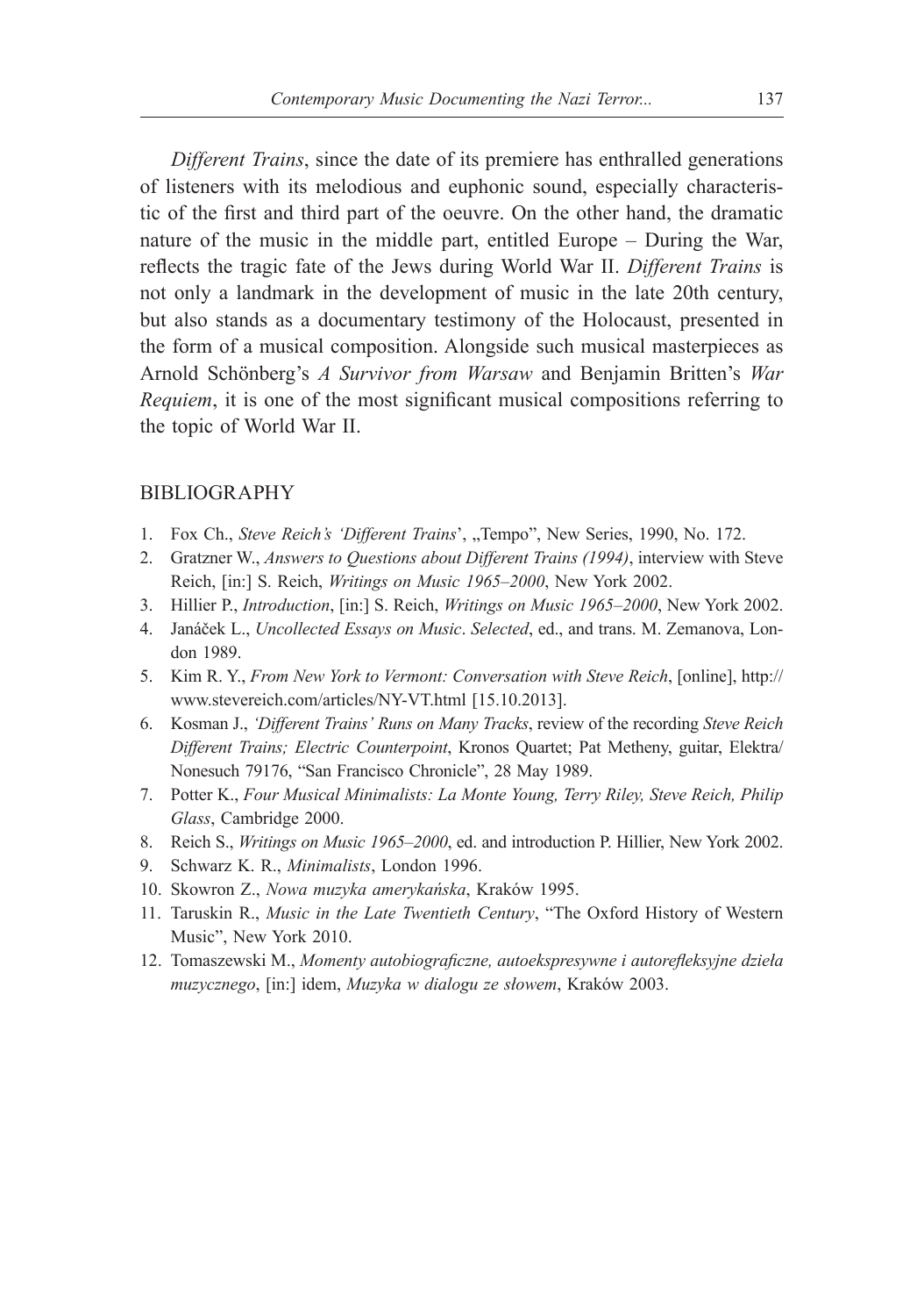*Different Trains*, since the date of its premiere has enthralled generations of listeners with its melodious and euphonic sound, especially characteristic of the first and third part of the oeuvre. On the other hand, the dramatic nature of the music in the middle part, entitled Europe – During the War, reflects the tragic fate of the Jews during World War II. *Different Trains* is not only a landmark in the development of music in the late 20th century, but also stands as a documentary testimony of the Holocaust, presented in the form of a musical composition. Alongside such musical masterpieces as Arnold Schönberg's *A Survivor from Warsaw* and Benjamin Britten's *War Requiem*, it is one of the most significant musical compositions referring to the topic of World War II.

## BIBLIOGRAPHY

1. Fox Ch., *Steve Reich's 'Different Trains*', „Tempo", New Series, 1990, No. 172.
2. Gratzner W., *Answers to Questions about Different Trains (1994)*, interview with Steve Reich, [in:] S. Reich, *Writings on Music 1965–2000*, New York 2002.
3. Hillier P., *Introduction*, [in:] S. Reich, *Writings on Music 1965–2000*, New York 2002.
4. Janáček L., *Uncollected Essays on Music*. *Selected*, ed., and trans. M. Zemanova, London 1989.
5. Kim R. Y., *From New York to Vermont: Conversation with Steve Reich*, [online], http://www.stevereich.com/articles/NY-VT.html [15.10.2013].
6. Kosman J., *'Different Trains' Runs on Many Tracks*, review of the recording *Steve Reich Different Trains; Electric Counterpoint*, Kronos Quartet; Pat Metheny, guitar, Elektra/Nonesuch 79176, "San Francisco Chronicle", 28 May 1989.
7. Potter K., *Four Musical Minimalists: La Monte Young, Terry Riley, Steve Reich, Philip Glass*, Cambridge 2000.
8. Reich S., *Writings on Music 1965–2000*, ed. and introduction P. Hillier, New York 2002.
9. Schwarz K. R., *Minimalists*, London 1996.
10. Skowron Z., *Nowa muzyka amerykańska*, Kraków 1995.
11. Taruskin R., *Music in the Late Twentieth Century*, "The Oxford History of Western Music", New York 2010.
12. Tomaszewski M., *Momenty autobiograficzne, autoekspresywne i autorefleksyjne dzieła muzycznego*, [in:] idem, *Muzyka w dialogu ze słowem*, Kraków 2003.